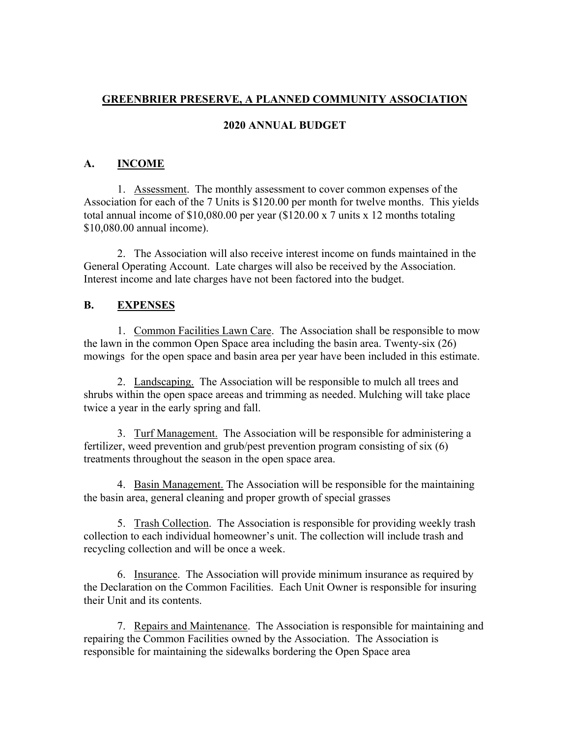**GREENBRIER PRESERVE, A PLANNED COMMUNITY ASSOCIATION**

**2020 ANNUAL BUDGET**

## A. INCOME

1. Assessment. The monthly assessment to cover common expenses of the Association for each of the 7 Units is $120.00 per month for twelve months. This yields total annual income of $10,080.00 per year ($120.00 x 7 units x 12 months totaling $10,080.00 annual income).

2. The Association will also receive interest income on funds maintained in the General Operating Account. Late charges will also be received by the Association. Interest income and late charges have not been factored into the budget.

## B. EXPENSES

1. Common Facilities Lawn Care. The Association shall be responsible to mow the lawn in the common Open Space area including the basin area. Twenty-six (26) mowings for the open space and basin area per year have been included in this estimate.

2. Landscaping. The Association will be responsible to mulch all trees and shrubs within the open space areeas and trimming as needed. Mulching will take place twice a year in the early spring and fall.

3. Turf Management. The Association will be responsible for administering a fertilizer, weed prevention and grub/pest prevention program consisting of six (6) treatments throughout the season in the open space area.

4. Basin Management. The Association will be responsible for the maintaining the basin area, general cleaning and proper growth of special grasses

5. Trash Collection. The Association is responsible for providing weekly trash collection to each individual homeowner's unit. The collection will include trash and recycling collection and will be once a week.

6. Insurance. The Association will provide minimum insurance as required by the Declaration on the Common Facilities. Each Unit Owner is responsible for insuring their Unit and its contents.

7. Repairs and Maintenance. The Association is responsible for maintaining and repairing the Common Facilities owned by the Association. The Association is responsible for maintaining the sidewalks bordering the Open Space area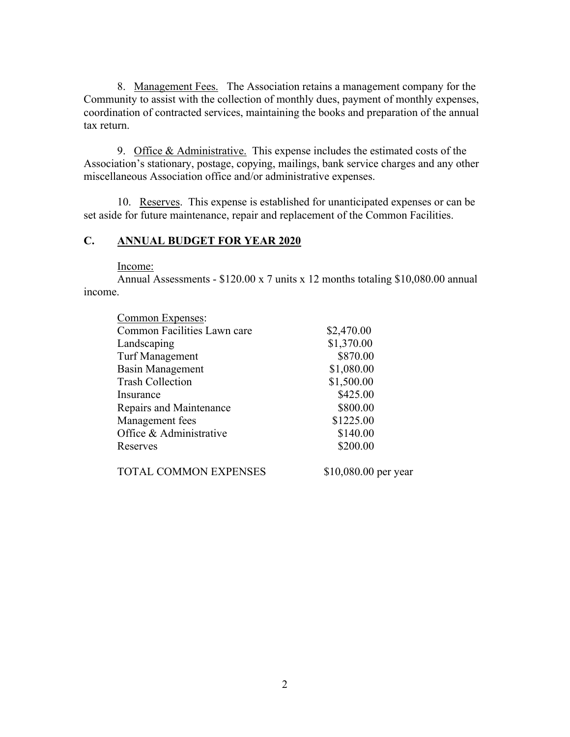8. Management Fees. The Association retains a management company for the Community to assist with the collection of monthly dues, payment of monthly expenses, coordination of contracted services, maintaining the books and preparation of the annual tax return.

9. Office & Administrative. This expense includes the estimated costs of the Association's stationary, postage, copying, mailings, bank service charges and any other miscellaneous Association office and/or administrative expenses.

10. Reserves. This expense is established for unanticipated expenses or can be set aside for future maintenance, repair and replacement of the Common Facilities.

## C. ANNUAL BUDGET FOR YEAR 2020

Income:

Annual Assessments - $120.00 x 7 units x 12 months totaling $10,080.00 annual income.

| Common Expenses: | |
|---|---|
| Common Facilities Lawn care | $2,470.00 |
| Landscaping | $1,370.00 |
| Turf Management | $870.00 |
| Basin Management | $1,080.00 |
| Trash Collection | $1,500.00 |
| Insurance | $425.00 |
| Repairs and Maintenance | $800.00 |
| Management fees | $1225.00 |
| Office & Administrative | $140.00 |
| Reserves | $200.00 |
| TOTAL COMMON EXPENSES | $10,080.00 per year |